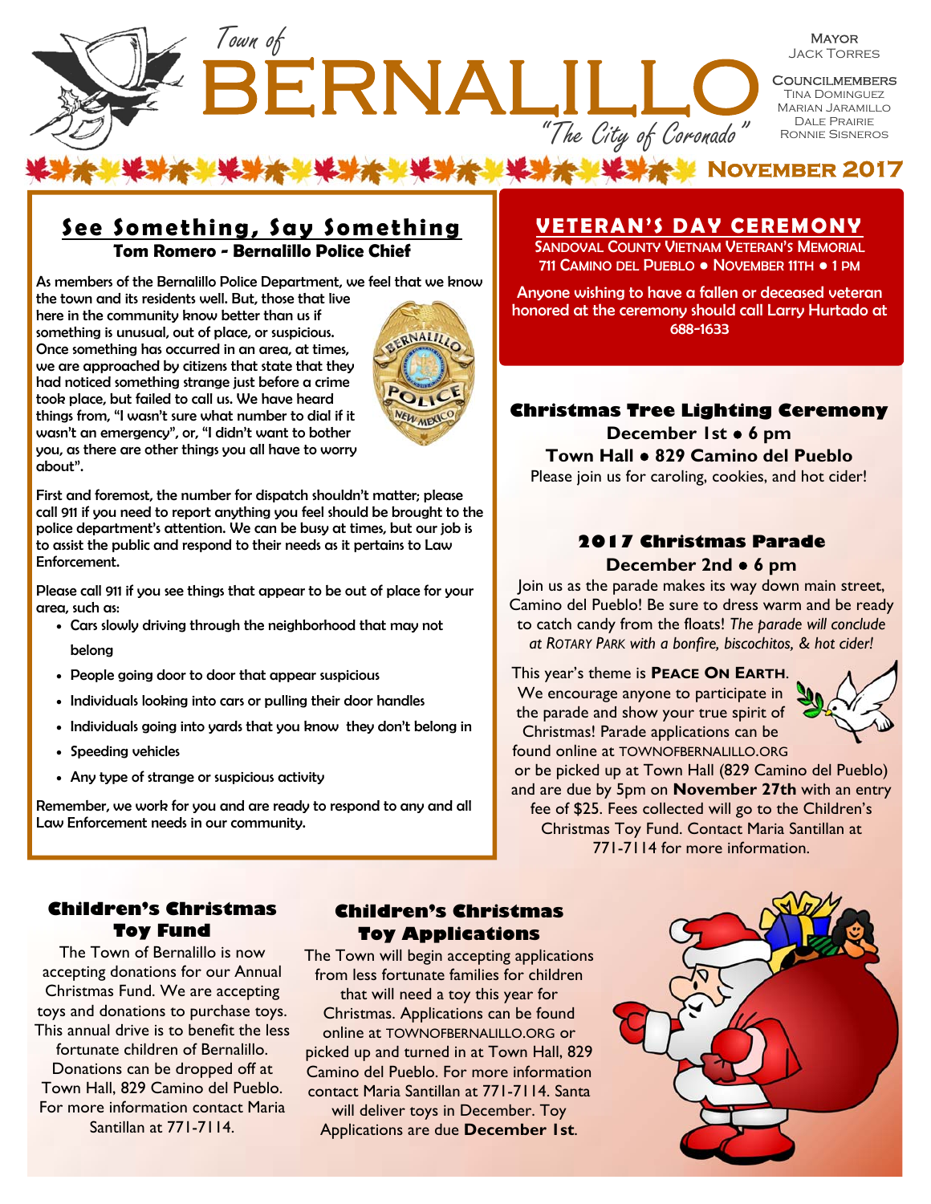# Town of BERNALLILO

*"The City of Coronado"*

**Mayor**
Jack Torres

**Councilmembers**
Tina Dominguez
Marian Jaramillo
Dale Prairie
Ronnie Sisneros

**November 2017**

## See Something, Say Something

**Tom Romero - Bernalillo Police Chief**

As members of the Bernalillo Police Department, we feel that we know the town and its residents well. But, those that live here in the community know better than us if something is unusual, out of place, or suspicious. Once something has occurred in an area, at times, we are approached by citizens that state that they had noticed something strange just before a crime took place, but failed to call us. We have heard things from, "I wasn't sure what number to dial if it wasn't an emergency", or, "I didn't want to bother you, as there are other things you all have to worry about".

First and foremost, the number for dispatch shouldn't matter; please call 911 if you need to report anything you feel should be brought to the police department's attention. We can be busy at times, but our job is to assist the public and respond to their needs as it pertains to Law Enforcement.

Please call 911 if you see things that appear to be out of place for your area, such as:

- Cars slowly driving through the neighborhood that may not belong
- People going door to door that appear suspicious
- Individuals looking into cars or pulling their door handles
- Individuals going into yards that you know they don't belong in
- Speeding vehicles
- Any type of strange or suspicious activity

Remember, we work for you and are ready to respond to any and all Law Enforcement needs in our community.

## Veteran's Day Ceremony

Sandoval County Vietnam Veteran's Memorial
711 Camino del Pueblo • November 11th • 1 PM

Anyone wishing to have a fallen or deceased veteran honored at the ceremony should call Larry Hurtado at 688-1633

## Christmas Tree Lighting Ceremony

**December 1st • 6 pm**
**Town Hall • 829 Camino del Pueblo**

Please join us for caroling, cookies, and hot cider!

## 2017 Christmas Parade

**December 2nd • 6 pm**

Join us as the parade makes its way down main street, Camino del Pueblo! Be sure to dress warm and be ready to catch candy from the floats! *The parade will conclude at Rotary Park with a bonfire, biscochitos, & hot cider!*

This year's theme is **Peace On Earth**. We encourage anyone to participate in the parade and show your true spirit of Christmas! Parade applications can be found online at TOWNOFBERNALILLO.ORG or be picked up at Town Hall (829 Camino del Pueblo) and are due by 5pm on **November 27th** with an entry fee of $25. Fees collected will go to the Children's Christmas Toy Fund. Contact Maria Santillan at 771-7114 for more information.

## Children's Christmas Toy Fund

The Town of Bernalillo is now accepting donations for our Annual Christmas Fund. We are accepting toys and donations to purchase toys. This annual drive is to benefit the less fortunate children of Bernalillo. Donations can be dropped off at Town Hall, 829 Camino del Pueblo. For more information contact Maria Santillan at 771-7114.

## Children's Christmas Toy Applications

The Town will begin accepting applications from less fortunate families for children that will need a toy this year for Christmas. Applications can be found online at TOWNOFBERNALILLO.ORG or picked up and turned in at Town Hall, 829 Camino del Pueblo. For more information contact Maria Santillan at 771-7114. Santa will deliver toys in December. Toy Applications are due **December 1st**.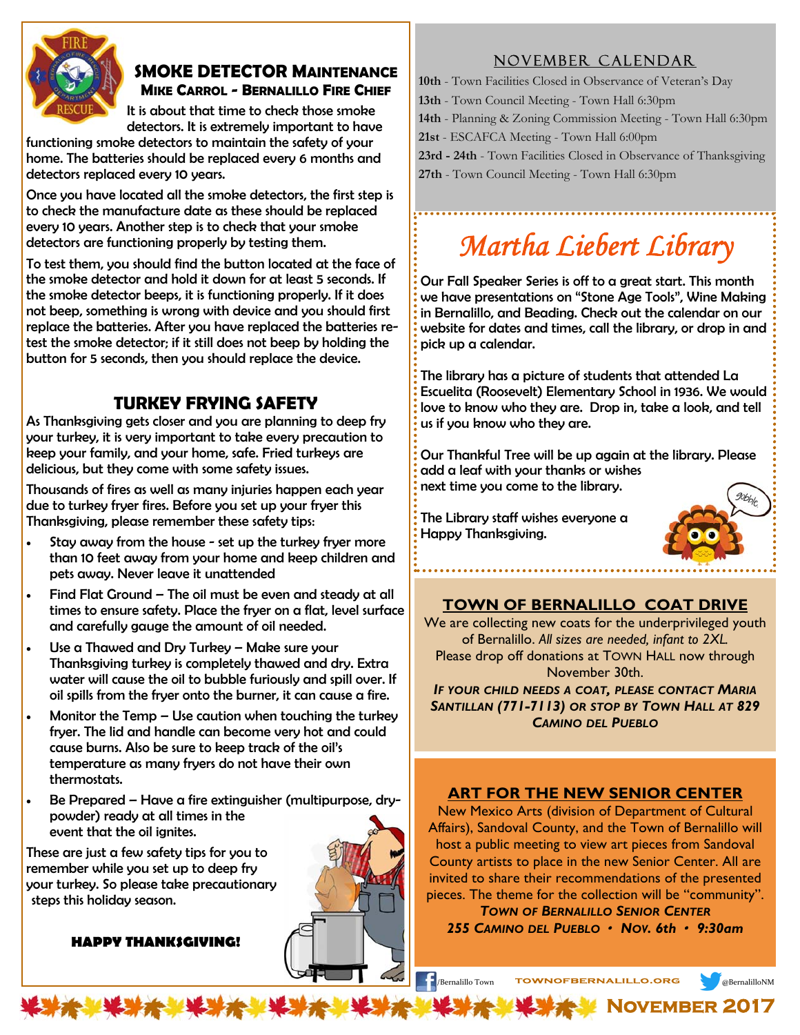## SMOKE DETECTOR MAINTENANCE

### MIKE CARROL - BERNALILLO FIRE CHIEF

It is about that time to check those smoke detectors. It is extremely important to have functioning smoke detectors to maintain the safety of your home. The batteries should be replaced every 6 months and detectors replaced every 10 years.

Once you have located all the smoke detectors, the first step is to check the manufacture date as these should be replaced every 10 years. Another step is to check that your smoke detectors are functioning properly by testing them.

To test them, you should find the button located at the face of the smoke detector and hold it down for at least 5 seconds. If the smoke detector beeps, it is functioning properly. If it does not beep, something is wrong with device and you should first replace the batteries. After you have replaced the batteries re-test the smoke detector; if it still does not beep by holding the button for 5 seconds, then you should replace the device.

## TURKEY FRYING SAFETY

As Thanksgiving gets closer and you are planning to deep fry your turkey, it is very important to take every precaution to keep your family, and your home, safe. Fried turkeys are delicious, but they come with some safety issues.

Thousands of fires as well as many injuries happen each year due to turkey fryer fires. Before you set up your fryer this Thanksgiving, please remember these safety tips:

- Stay away from the house - set up the turkey fryer more than 10 feet away from your home and keep children and pets away. Never leave it unattended
- Find Flat Ground – The oil must be even and steady at all times to ensure safety. Place the fryer on a flat, level surface and carefully gauge the amount of oil needed.
- Use a Thawed and Dry Turkey – Make sure your Thanksgiving turkey is completely thawed and dry. Extra water will cause the oil to bubble furiously and spill over. If oil spills from the fryer onto the burner, it can cause a fire.
- Monitor the Temp – Use caution when touching the turkey fryer. The lid and handle can become very hot and could cause burns. Also be sure to keep track of the oil's temperature as many fryers do not have their own thermostats.
- Be Prepared – Have a fire extinguisher (multipurpose, dry-powder) ready at all times in the event that the oil ignites.

These are just a few safety tips for you to remember while you set up to deep fry your turkey. So please take precautionary steps this holiday season.

**HAPPY THANKSGIVING!**

## NOVEMBER CALENDAR

**10th** - Town Facilities Closed in Observance of Veteran's Day
**13th** - Town Council Meeting - Town Hall 6:30pm
**14th** - Planning & Zoning Commission Meeting - Town Hall 6:30pm
**21st** - ESCAFCA Meeting - Town Hall 6:00pm
**23rd - 24th** - Town Facilities Closed in Observance of Thanksgiving
**27th** - Town Council Meeting - Town Hall 6:30pm

## *Martha Liebert Library*

Our Fall Speaker Series is off to a great start. This month we have presentations on "Stone Age Tools", Wine Making in Bernalillo, and Beading. Check out the calendar on our website for dates and times, call the library, or drop in and pick up a calendar.

The library has a picture of students that attended La Escuelita (Roosevelt) Elementary School in 1936. We would love to know who they are. Drop in, take a look, and tell us if you know who they are.

Our Thankful Tree will be up again at the library. Please add a leaf with your thanks or wishes next time you come to the library.

The Library staff wishes everyone a Happy Thanksgiving.

## TOWN OF BERNALILLO COAT DRIVE

We are collecting new coats for the underprivileged youth of Bernalillo. *All sizes are needed, infant to 2XL.*
Please drop off donations at TOWN HALL now through November 30th.

***IF YOUR CHILD NEEDS A COAT, PLEASE CONTACT MARIA SANTILLAN (771-7113) OR STOP BY TOWN HALL AT 829 CAMINO DEL PUEBLO***

## ART FOR THE NEW SENIOR CENTER

New Mexico Arts (division of Department of Cultural Affairs), Sandoval County, and the Town of Bernalillo will host a public meeting to view art pieces from Sandoval County artists to place in the new Senior Center. All are invited to share their recommendations of the presented pieces. The theme for the collection will be "community".

***TOWN OF BERNALILLO SENIOR CENTER***
***255 CAMINO DEL PUEBLO • NOV. 6th • 9:30am***

/Bernalillo Town    TOWNOFBERNALILLO.ORG    @BernalilloNM

**NOVEMBER 2017**